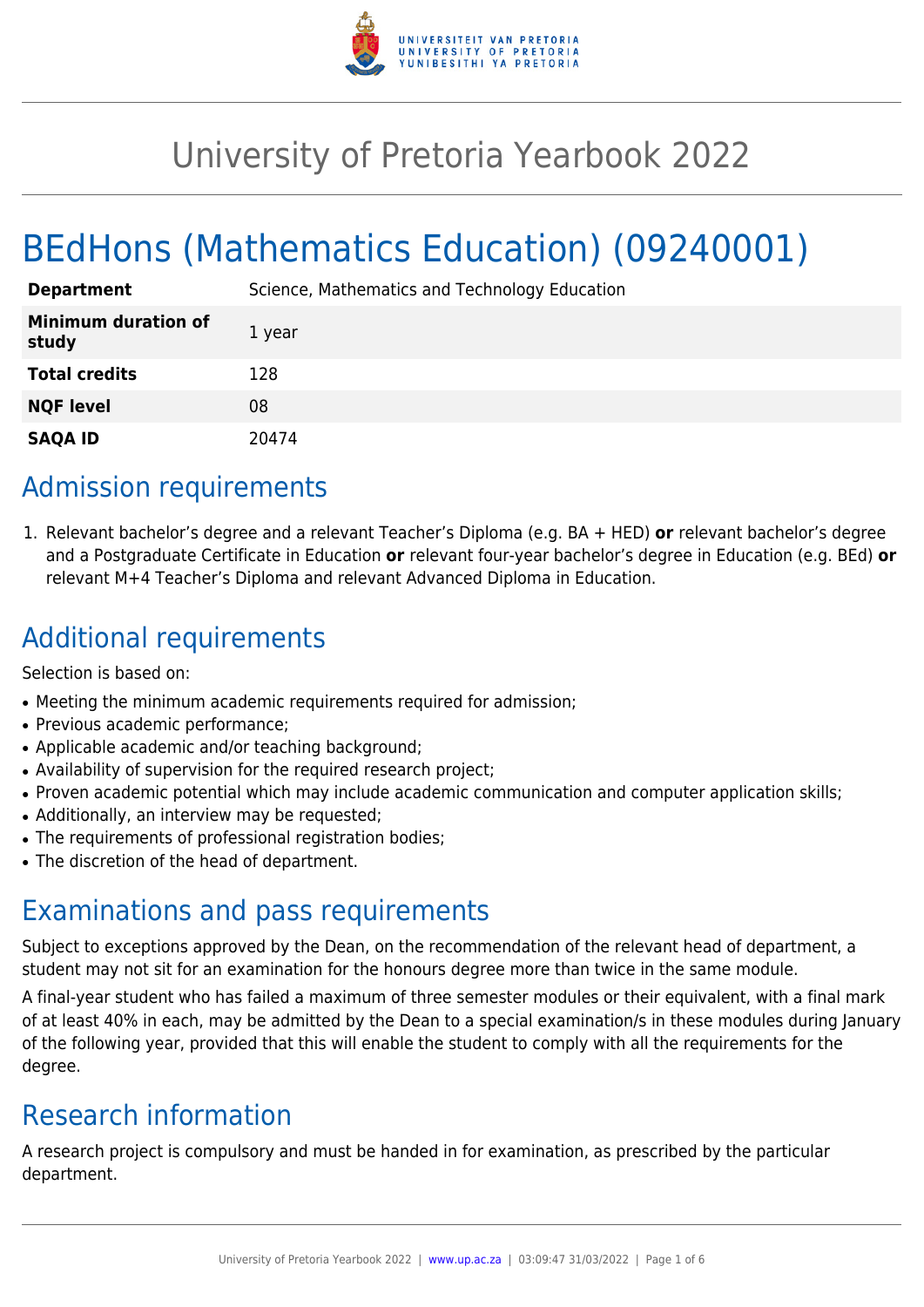# University of Pretoria Yearbook 2022

# BEdHons (Mathematics Education) (09240001)

| Department | Science, Mathematics and Technology Education |
| --- | --- |
| **Minimum duration of study** | 1 year |
| **Total credits** | 128 |
| **NQF level** | 08 |
| **SAQA ID** | 20474 |

## Admission requirements

1. Relevant bachelor's degree and a relevant Teacher's Diploma (e.g. BA + HED) **or** relevant bachelor's degree and a Postgraduate Certificate in Education **or** relevant four-year bachelor's degree in Education (e.g. BEd) **or** relevant M+4 Teacher's Diploma and relevant Advanced Diploma in Education.

## Additional requirements

Selection is based on:

- Meeting the minimum academic requirements required for admission;
- Previous academic performance;
- Applicable academic and/or teaching background;
- Availability of supervision for the required research project;
- Proven academic potential which may include academic communication and computer application skills;
- Additionally, an interview may be requested;
- The requirements of professional registration bodies;
- The discretion of the head of department.

## Examinations and pass requirements

Subject to exceptions approved by the Dean, on the recommendation of the relevant head of department, a student may not sit for an examination for the honours degree more than twice in the same module.

A final-year student who has failed a maximum of three semester modules or their equivalent, with a final mark of at least 40% in each, may be admitted by the Dean to a special examination/s in these modules during January of the following year, provided that this will enable the student to comply with all the requirements for the degree.

## Research information

A research project is compulsory and must be handed in for examination, as prescribed by the particular department.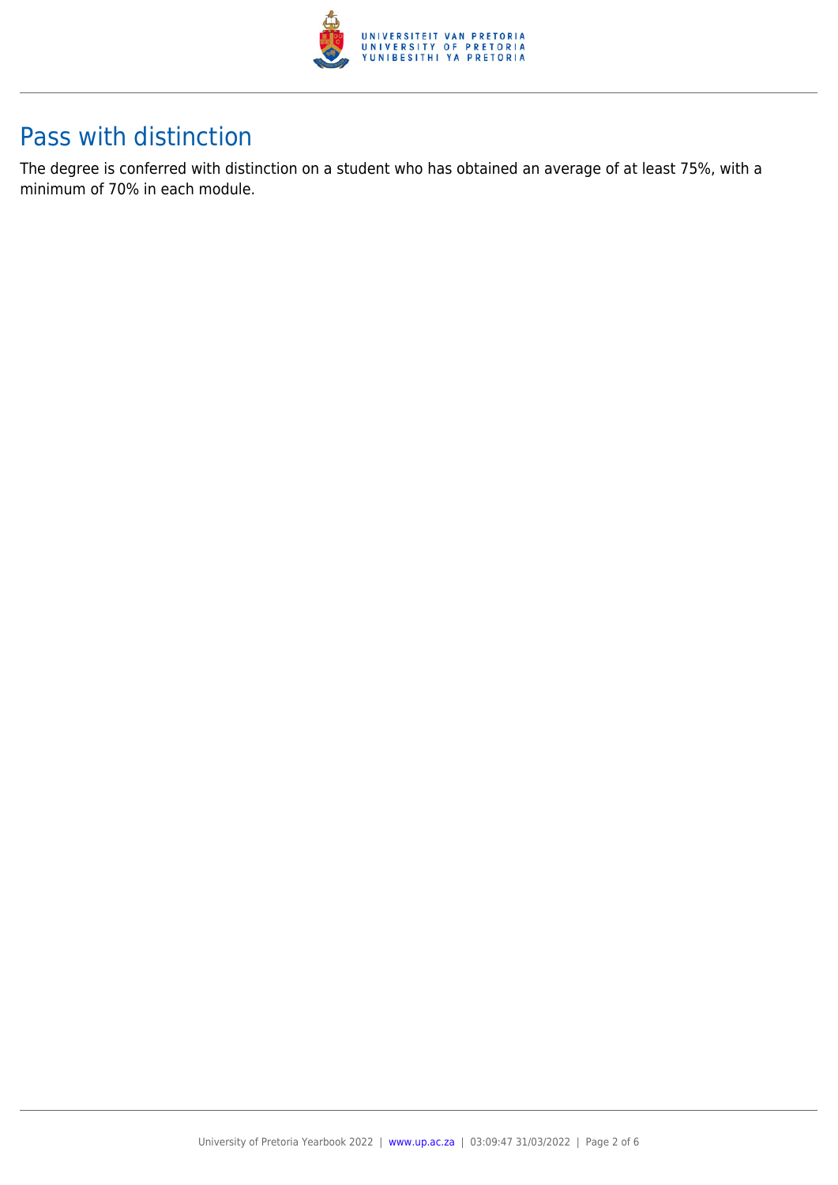## Pass with distinction

The degree is conferred with distinction on a student who has obtained an average of at least 75%, with a minimum of 70% in each module.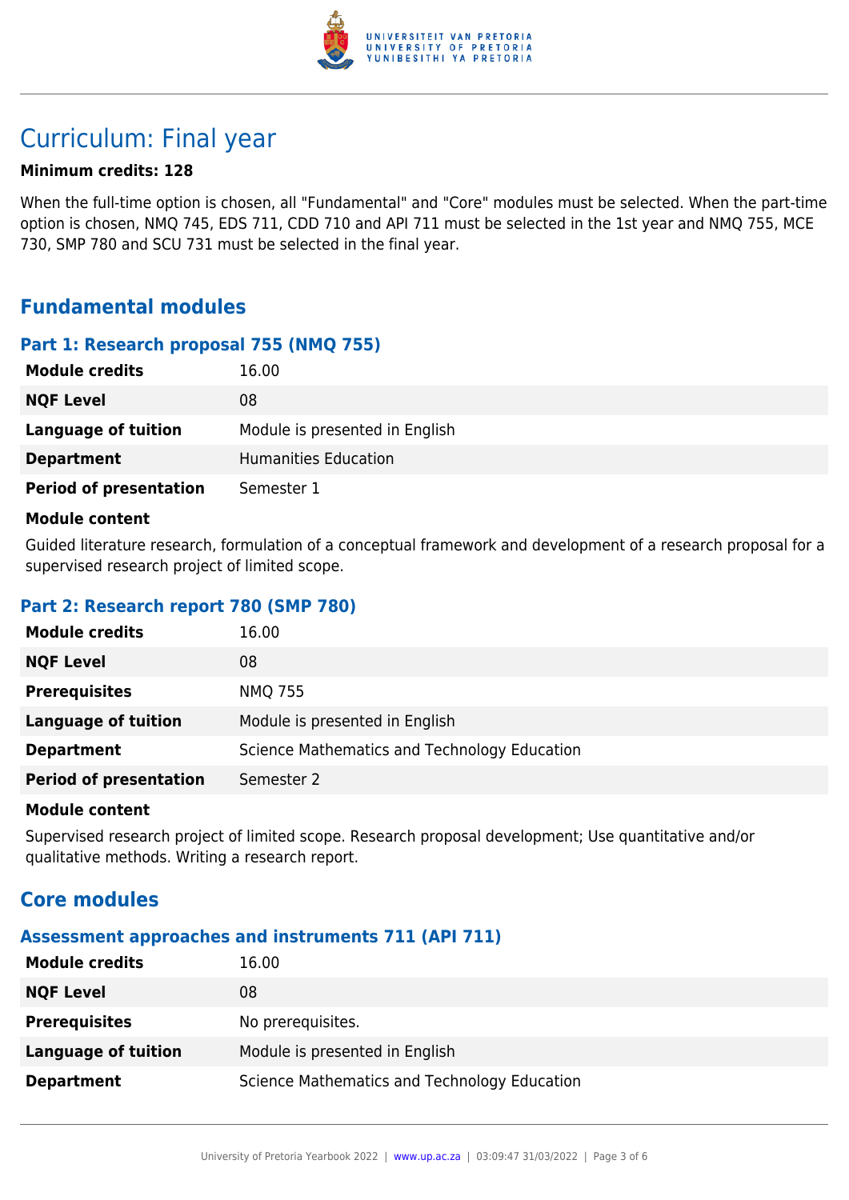# Curriculum: Final year

**Minimum credits: 128**

When the full-time option is chosen, all "Fundamental" and "Core" modules must be selected. When the part-time option is chosen, NMQ 745, EDS 711, CDD 710 and API 711 must be selected in the 1st year and NMQ 755, MCE 730, SMP 780 and SCU 731 must be selected in the final year.

## Fundamental modules

### Part 1: Research proposal 755 (NMQ 755)

| | |
|---|---|
| **Module credits** | 16.00 |
| **NQF Level** | 08 |
| **Language of tuition** | Module is presented in English |
| **Department** | Humanities Education |
| **Period of presentation** | Semester 1 |

**Module content**

Guided literature research, formulation of a conceptual framework and development of a research proposal for a supervised research project of limited scope.

### Part 2: Research report 780 (SMP 780)

| | |
|---|---|
| **Module credits** | 16.00 |
| **NQF Level** | 08 |
| **Prerequisites** | NMQ 755 |
| **Language of tuition** | Module is presented in English |
| **Department** | Science Mathematics and Technology Education |
| **Period of presentation** | Semester 2 |

**Module content**

Supervised research project of limited scope. Research proposal development; Use quantitative and/or qualitative methods. Writing a research report.

## Core modules

### Assessment approaches and instruments 711 (API 711)

| | |
|---|---|
| **Module credits** | 16.00 |
| **NQF Level** | 08 |
| **Prerequisites** | No prerequisites. |
| **Language of tuition** | Module is presented in English |
| **Department** | Science Mathematics and Technology Education |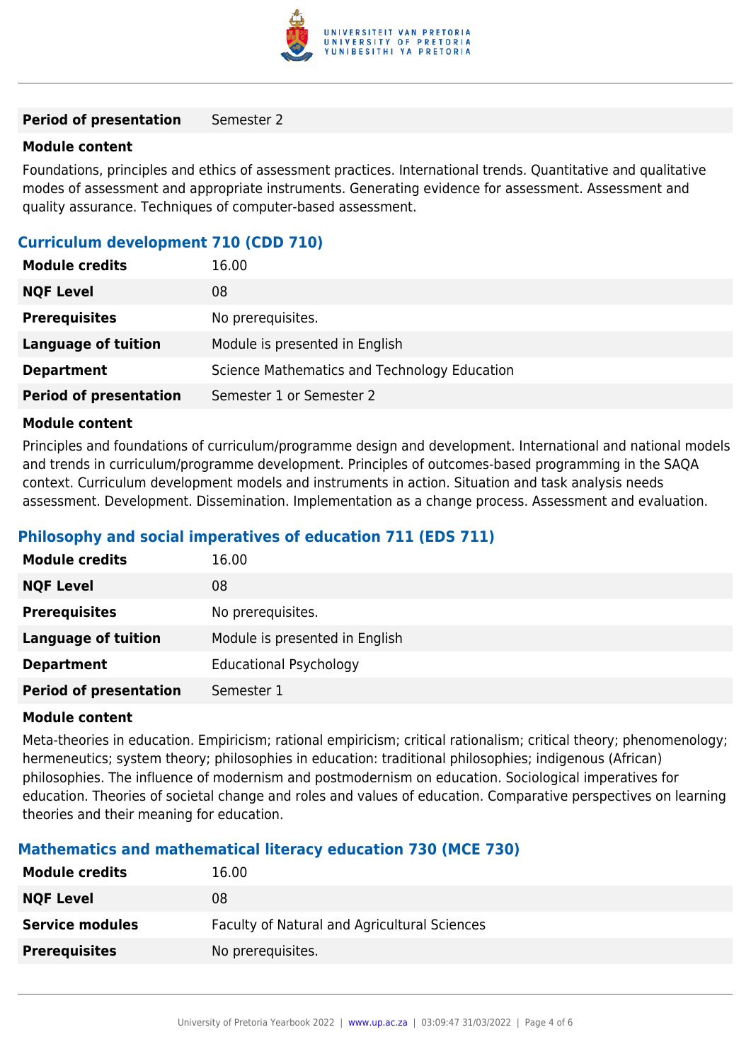| | |
|---|---|
| **Period of presentation** | Semester 2 |

**Module content**

Foundations, principles and ethics of assessment practices. International trends. Quantitative and qualitative modes of assessment and appropriate instruments. Generating evidence for assessment. Assessment and quality assurance. Techniques of computer-based assessment.

### Curriculum development 710 (CDD 710)

| | |
|---|---|
| **Module credits** | 16.00 |
| **NQF Level** | 08 |
| **Prerequisites** | No prerequisites. |
| **Language of tuition** | Module is presented in English |
| **Department** | Science Mathematics and Technology Education |
| **Period of presentation** | Semester 1 or Semester 2 |

**Module content**

Principles and foundations of curriculum/programme design and development. International and national models and trends in curriculum/programme development. Principles of outcomes-based programming in the SAQA context. Curriculum development models and instruments in action. Situation and task analysis needs assessment. Development. Dissemination. Implementation as a change process. Assessment and evaluation.

### Philosophy and social imperatives of education 711 (EDS 711)

| | |
|---|---|
| **Module credits** | 16.00 |
| **NQF Level** | 08 |
| **Prerequisites** | No prerequisites. |
| **Language of tuition** | Module is presented in English |
| **Department** | Educational Psychology |
| **Period of presentation** | Semester 1 |

**Module content**

Meta-theories in education. Empiricism; rational empiricism; critical rationalism; critical theory; phenomenology; hermeneutics; system theory; philosophies in education: traditional philosophies; indigenous (African) philosophies. The influence of modernism and postmodernism on education. Sociological imperatives for education. Theories of societal change and roles and values of education. Comparative perspectives on learning theories and their meaning for education.

### Mathematics and mathematical literacy education 730 (MCE 730)

| | |
|---|---|
| **Module credits** | 16.00 |
| **NQF Level** | 08 |
| **Service modules** | Faculty of Natural and Agricultural Sciences |
| **Prerequisites** | No prerequisites. |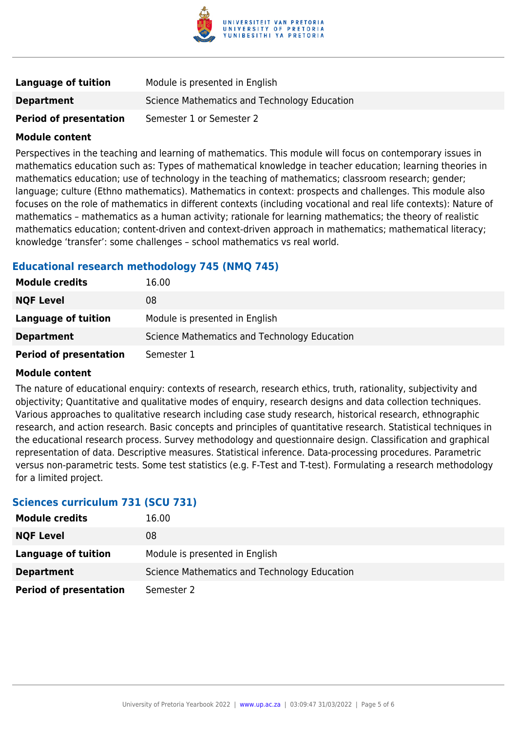| | |
|---|---|
| **Language of tuition** | Module is presented in English |
| **Department** | Science Mathematics and Technology Education |
| **Period of presentation** | Semester 1 or Semester 2 |

**Module content**

Perspectives in the teaching and learning of mathematics. This module will focus on contemporary issues in mathematics education such as: Types of mathematical knowledge in teacher education; learning theories in mathematics education; use of technology in the teaching of mathematics; classroom research; gender; language; culture (Ethno mathematics). Mathematics in context: prospects and challenges. This module also focuses on the role of mathematics in different contexts (including vocational and real life contexts): Nature of mathematics – mathematics as a human activity; rationale for learning mathematics; the theory of realistic mathematics education; content-driven and context-driven approach in mathematics; mathematical literacy; knowledge 'transfer': some challenges – school mathematics vs real world.

### Educational research methodology 745 (NMQ 745)

| | |
|---|---|
| **Module credits** | 16.00 |
| **NQF Level** | 08 |
| **Language of tuition** | Module is presented in English |
| **Department** | Science Mathematics and Technology Education |
| **Period of presentation** | Semester 1 |

**Module content**

The nature of educational enquiry: contexts of research, research ethics, truth, rationality, subjectivity and objectivity; Quantitative and qualitative modes of enquiry, research designs and data collection techniques. Various approaches to qualitative research including case study research, historical research, ethnographic research, and action research. Basic concepts and principles of quantitative research. Statistical techniques in the educational research process. Survey methodology and questionnaire design. Classification and graphical representation of data. Descriptive measures. Statistical inference. Data-processing procedures. Parametric versus non-parametric tests. Some test statistics (e.g. F-Test and T-test). Formulating a research methodology for a limited project.

### Sciences curriculum 731 (SCU 731)

| | |
|---|---|
| **Module credits** | 16.00 |
| **NQF Level** | 08 |
| **Language of tuition** | Module is presented in English |
| **Department** | Science Mathematics and Technology Education |
| **Period of presentation** | Semester 2 |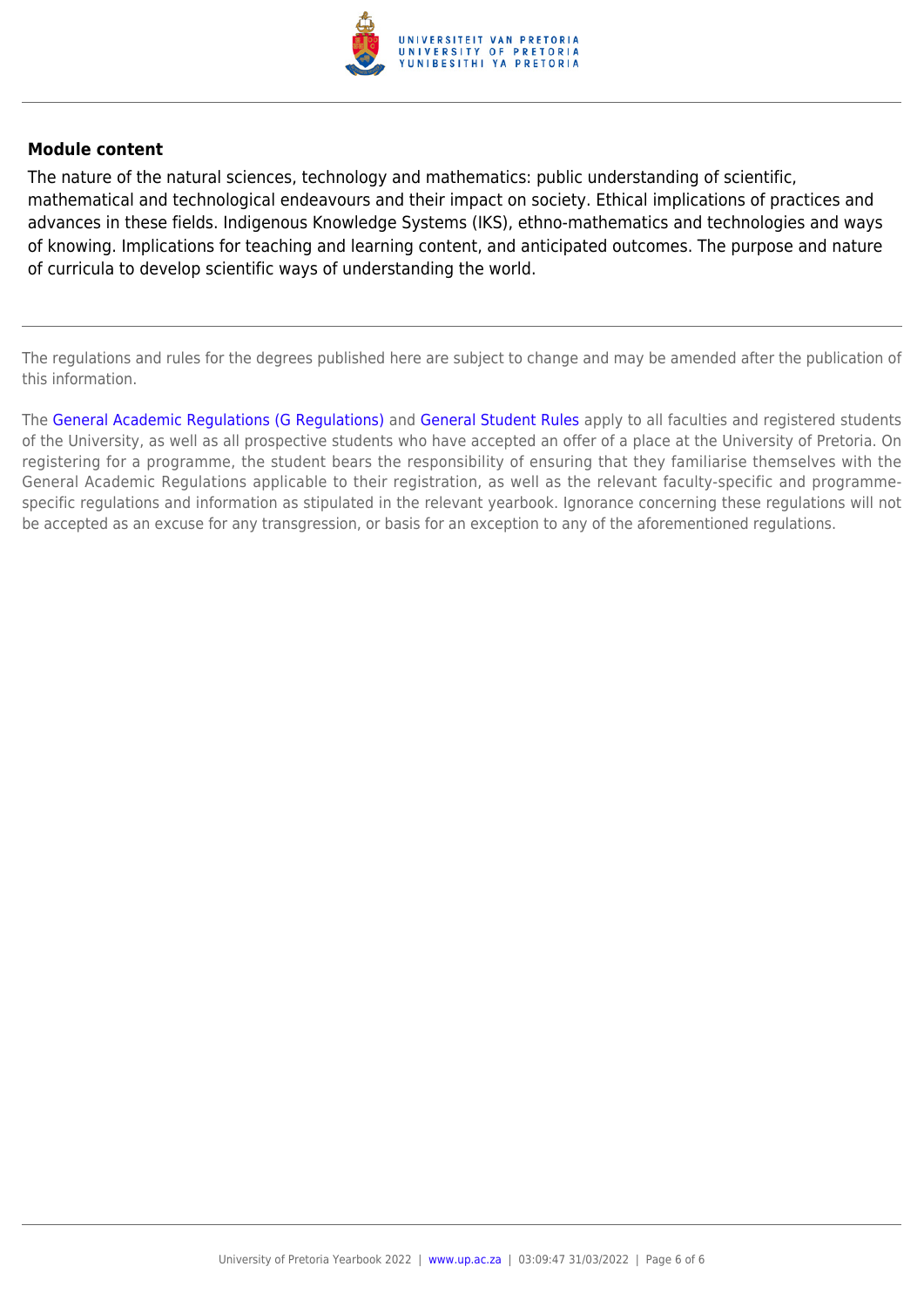**Module content**

The nature of the natural sciences, technology and mathematics: public understanding of scientific, mathematical and technological endeavours and their impact on society. Ethical implications of practices and advances in these fields. Indigenous Knowledge Systems (IKS), ethno-mathematics and technologies and ways of knowing. Implications for teaching and learning content, and anticipated outcomes. The purpose and nature of curricula to develop scientific ways of understanding the world.

---

The regulations and rules for the degrees published here are subject to change and may be amended after the publication of this information.

The General Academic Regulations (G Regulations) and General Student Rules apply to all faculties and registered students of the University, as well as all prospective students who have accepted an offer of a place at the University of Pretoria. On registering for a programme, the student bears the responsibility of ensuring that they familiarise themselves with the General Academic Regulations applicable to their registration, as well as the relevant faculty-specific and programme-specific regulations and information as stipulated in the relevant yearbook. Ignorance concerning these regulations will not be accepted as an excuse for any transgression, or basis for an exception to any of the aforementioned regulations.